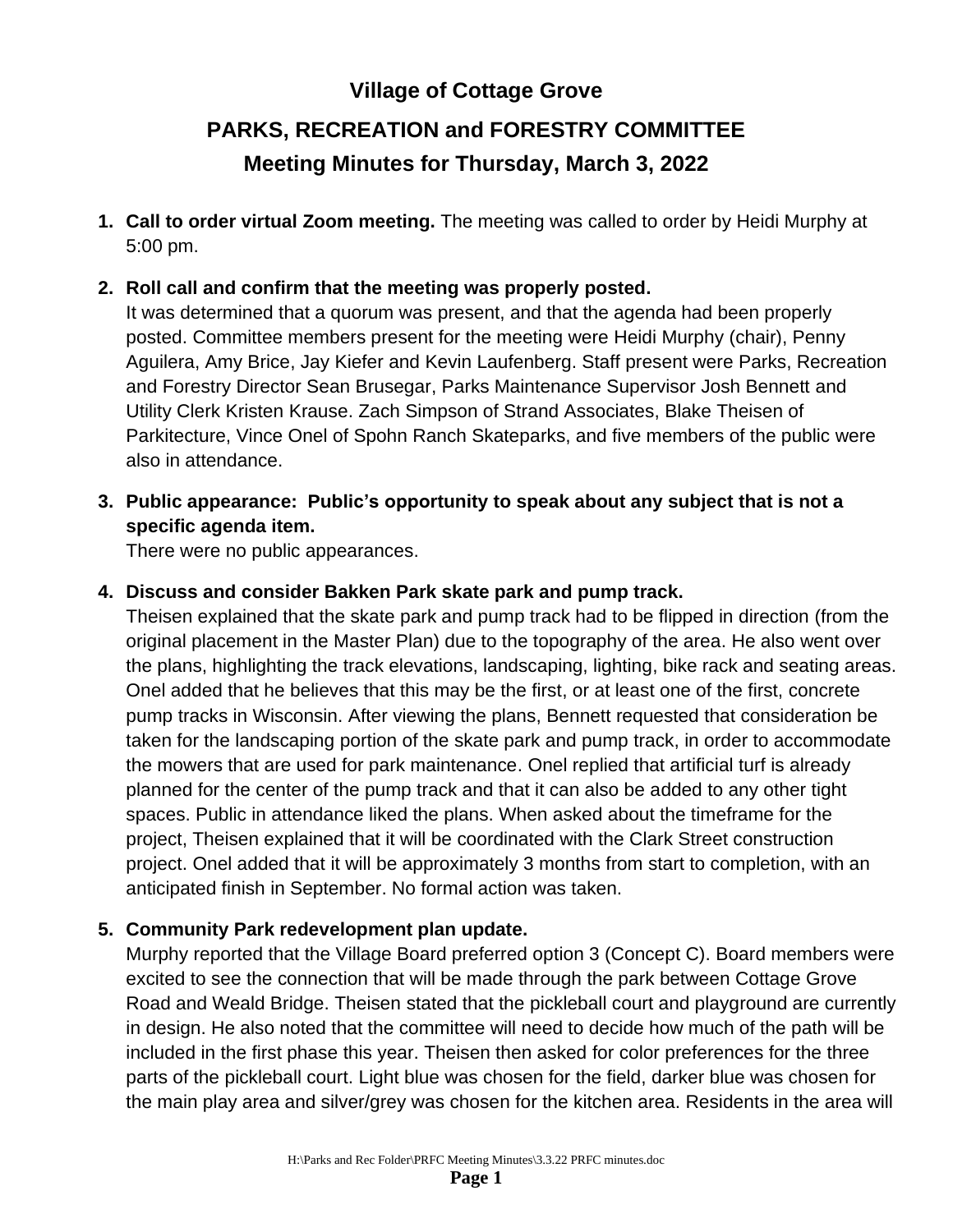# Village of Cottage Grove

## PARKS, RECREATION and FORESTRY COMMITTEE

## Meeting Minutes for Thursday, March 3, 2022

1. **Call to order virtual Zoom meeting.** The meeting was called to order by Heidi Murphy at 5:00 pm.

2. **Roll call and confirm that the meeting was properly posted.**
   It was determined that a quorum was present, and that the agenda had been properly posted. Committee members present for the meeting were Heidi Murphy (chair), Penny Aguilera, Amy Brice, Jay Kiefer and Kevin Laufenberg. Staff present were Parks, Recreation and Forestry Director Sean Brusegar, Parks Maintenance Supervisor Josh Bennett and Utility Clerk Kristen Krause. Zach Simpson of Strand Associates, Blake Theisen of Parkitecture, Vince Onel of Spohn Ranch Skateparks, and five members of the public were also in attendance.

3. **Public appearance: Public's opportunity to speak about any subject that is not a specific agenda item.**
   There were no public appearances.

4. **Discuss and consider Bakken Park skate park and pump track.**
   Theisen explained that the skate park and pump track had to be flipped in direction (from the original placement in the Master Plan) due to the topography of the area. He also went over the plans, highlighting the track elevations, landscaping, lighting, bike rack and seating areas. Onel added that he believes that this may be the first, or at least one of the first, concrete pump tracks in Wisconsin. After viewing the plans, Bennett requested that consideration be taken for the landscaping portion of the skate park and pump track, in order to accommodate the mowers that are used for park maintenance. Onel replied that artificial turf is already planned for the center of the pump track and that it can also be added to any other tight spaces. Public in attendance liked the plans. When asked about the timeframe for the project, Theisen explained that it will be coordinated with the Clark Street construction project. Onel added that it will be approximately 3 months from start to completion, with an anticipated finish in September. No formal action was taken.

5. **Community Park redevelopment plan update.**
   Murphy reported that the Village Board preferred option 3 (Concept C). Board members were excited to see the connection that will be made through the park between Cottage Grove Road and Weald Bridge. Theisen stated that the pickleball court and playground are currently in design. He also noted that the committee will need to decide how much of the path will be included in the first phase this year. Theisen then asked for color preferences for the three parts of the pickleball court. Light blue was chosen for the field, darker blue was chosen for the main play area and silver/grey was chosen for the kitchen area. Residents in the area will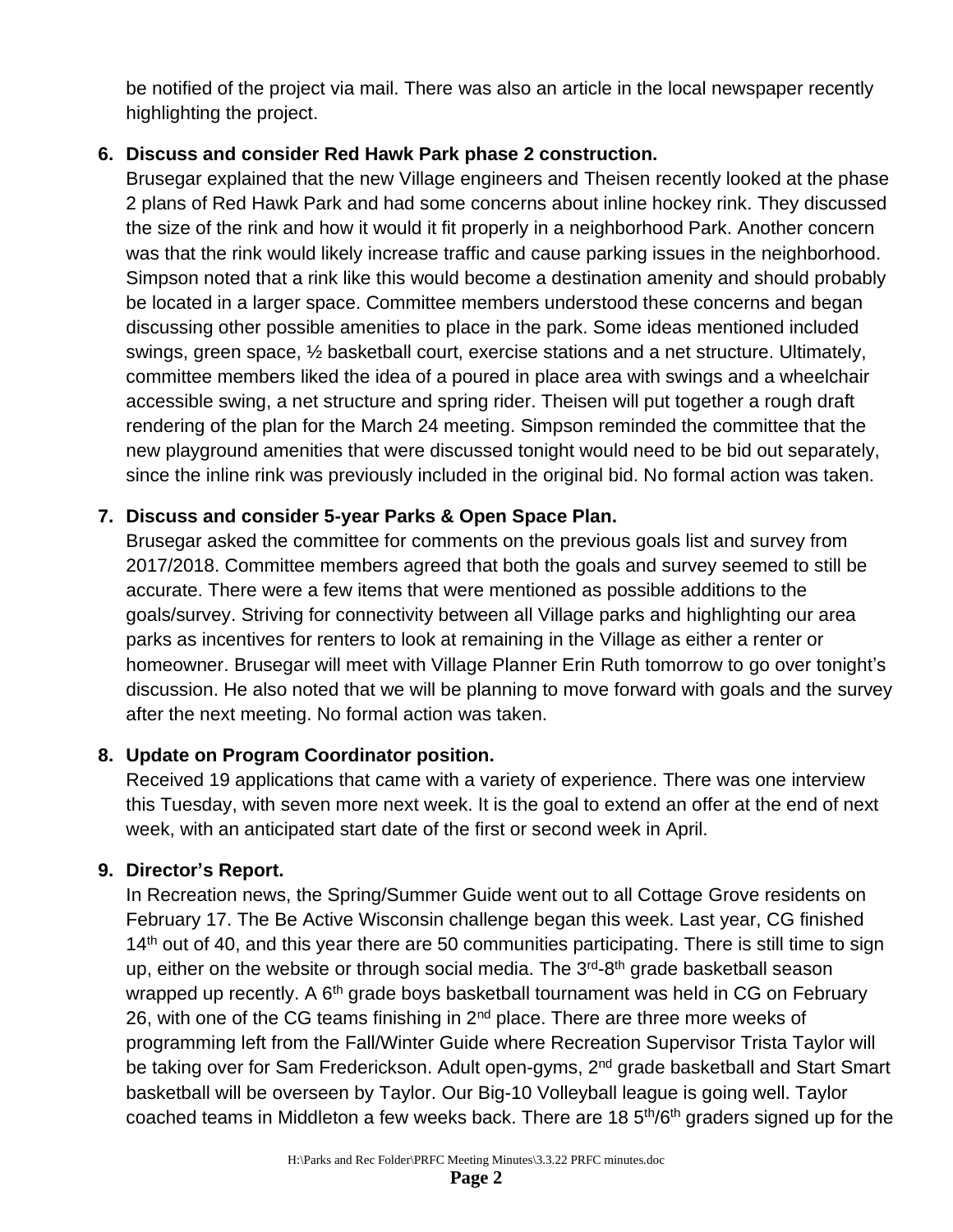be notified of the project via mail. There was also an article in the local newspaper recently highlighting the project.

6. **Discuss and consider Red Hawk Park phase 2 construction.**
   Brusegar explained that the new Village engineers and Theisen recently looked at the phase 2 plans of Red Hawk Park and had some concerns about inline hockey rink. They discussed the size of the rink and how it would it fit properly in a neighborhood Park. Another concern was that the rink would likely increase traffic and cause parking issues in the neighborhood. Simpson noted that a rink like this would become a destination amenity and should probably be located in a larger space. Committee members understood these concerns and began discussing other possible amenities to place in the park. Some ideas mentioned included swings, green space, ½ basketball court, exercise stations and a net structure. Ultimately, committee members liked the idea of a poured in place area with swings and a wheelchair accessible swing, a net structure and spring rider. Theisen will put together a rough draft rendering of the plan for the March 24 meeting. Simpson reminded the committee that the new playground amenities that were discussed tonight would need to be bid out separately, since the inline rink was previously included in the original bid. No formal action was taken.

7. **Discuss and consider 5-year Parks & Open Space Plan.**
   Brusegar asked the committee for comments on the previous goals list and survey from 2017/2018. Committee members agreed that both the goals and survey seemed to still be accurate. There were a few items that were mentioned as possible additions to the goals/survey. Striving for connectivity between all Village parks and highlighting our area parks as incentives for renters to look at remaining in the Village as either a renter or homeowner. Brusegar will meet with Village Planner Erin Ruth tomorrow to go over tonight's discussion. He also noted that we will be planning to move forward with goals and the survey after the next meeting. No formal action was taken.

8. **Update on Program Coordinator position.**
   Received 19 applications that came with a variety of experience. There was one interview this Tuesday, with seven more next week. It is the goal to extend an offer at the end of next week, with an anticipated start date of the first or second week in April.

9. **Director's Report.**
   In Recreation news, the Spring/Summer Guide went out to all Cottage Grove residents on February 17. The Be Active Wisconsin challenge began this week. Last year, CG finished 14th out of 40, and this year there are 50 communities participating. There is still time to sign up, either on the website or through social media. The 3rd-8th grade basketball season wrapped up recently. A 6th grade boys basketball tournament was held in CG on February 26, with one of the CG teams finishing in 2nd place. There are three more weeks of programming left from the Fall/Winter Guide where Recreation Supervisor Trista Taylor will be taking over for Sam Frederickson. Adult open-gyms, 2nd grade basketball and Start Smart basketball will be overseen by Taylor. Our Big-10 Volleyball league is going well. Taylor coached teams in Middleton a few weeks back. There are 18 5th/6th graders signed up for the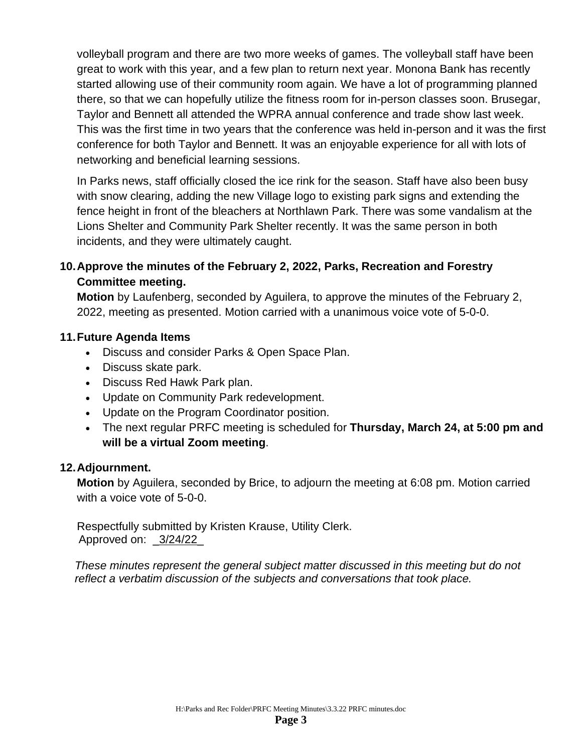volleyball program and there are two more weeks of games. The volleyball staff have been great to work with this year, and a few plan to return next year. Monona Bank has recently started allowing use of their community room again. We have a lot of programming planned there, so that we can hopefully utilize the fitness room for in-person classes soon. Brusegar, Taylor and Bennett all attended the WPRA annual conference and trade show last week. This was the first time in two years that the conference was held in-person and it was the first conference for both Taylor and Bennett. It was an enjoyable experience for all with lots of networking and beneficial learning sessions.

In Parks news, staff officially closed the ice rink for the season. Staff have also been busy with snow clearing, adding the new Village logo to existing park signs and extending the fence height in front of the bleachers at Northlawn Park. There was some vandalism at the Lions Shelter and Community Park Shelter recently. It was the same person in both incidents, and they were ultimately caught.

**10. Approve the minutes of the February 2, 2022, Parks, Recreation and Forestry Committee meeting.**

**Motion** by Laufenberg, seconded by Aguilera, to approve the minutes of the February 2, 2022, meeting as presented. Motion carried with a unanimous voice vote of 5-0-0.

**11. Future Agenda Items**

- Discuss and consider Parks & Open Space Plan.
- Discuss skate park.
- Discuss Red Hawk Park plan.
- Update on Community Park redevelopment.
- Update on the Program Coordinator position.
- The next regular PRFC meeting is scheduled for **Thursday, March 24, at 5:00 pm and will be a virtual Zoom meeting**.

**12. Adjournment.**

**Motion** by Aguilera, seconded by Brice, to adjourn the meeting at 6:08 pm. Motion carried with a voice vote of 5-0-0.

Respectfully submitted by Kristen Krause, Utility Clerk.
Approved on: _3/24/22_

*These minutes represent the general subject matter discussed in this meeting but do not reflect a verbatim discussion of the subjects and conversations that took place.*

H:\Parks and Rec Folder\PRFC Meeting Minutes\3.3.22 PRFC minutes.doc